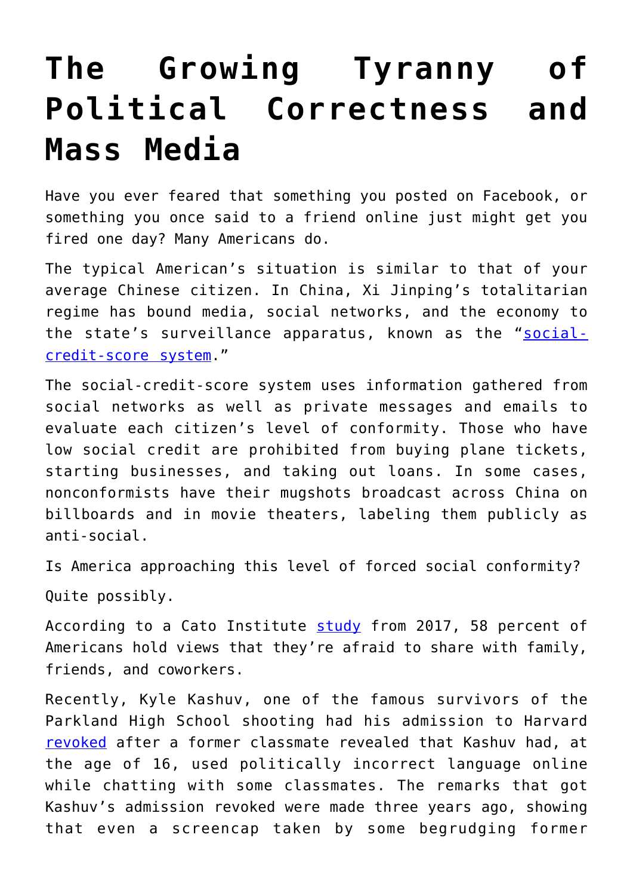# The Growing Tyranny of Political Correctness and Mass Media

Have you ever feared that something you posted on Facebook, or something you once said to a friend online just might get you fired one day? Many Americans do.

The typical American's situation is similar to that of your average Chinese citizen. In China, Xi Jinping's totalitarian regime has bound media, social networks, and the economy to the state's surveillance apparatus, known as the "social-credit-score system."

The social-credit-score system uses information gathered from social networks as well as private messages and emails to evaluate each citizen's level of conformity. Those who have low social credit are prohibited from buying plane tickets, starting businesses, and taking out loans. In some cases, nonconformists have their mugshots broadcast across China on billboards and in movie theaters, labeling them publicly as anti-social.

Is America approaching this level of forced social conformity?

Quite possibly.

According to a Cato Institute study from 2017, 58 percent of Americans hold views that they're afraid to share with family, friends, and coworkers.

Recently, Kyle Kashuv, one of the famous survivors of the Parkland High School shooting had his admission to Harvard revoked after a former classmate revealed that Kashuv had, at the age of 16, used politically incorrect language online while chatting with some classmates. The remarks that got Kashuv's admission revoked were made three years ago, showing that even a screencap taken by some begrudging former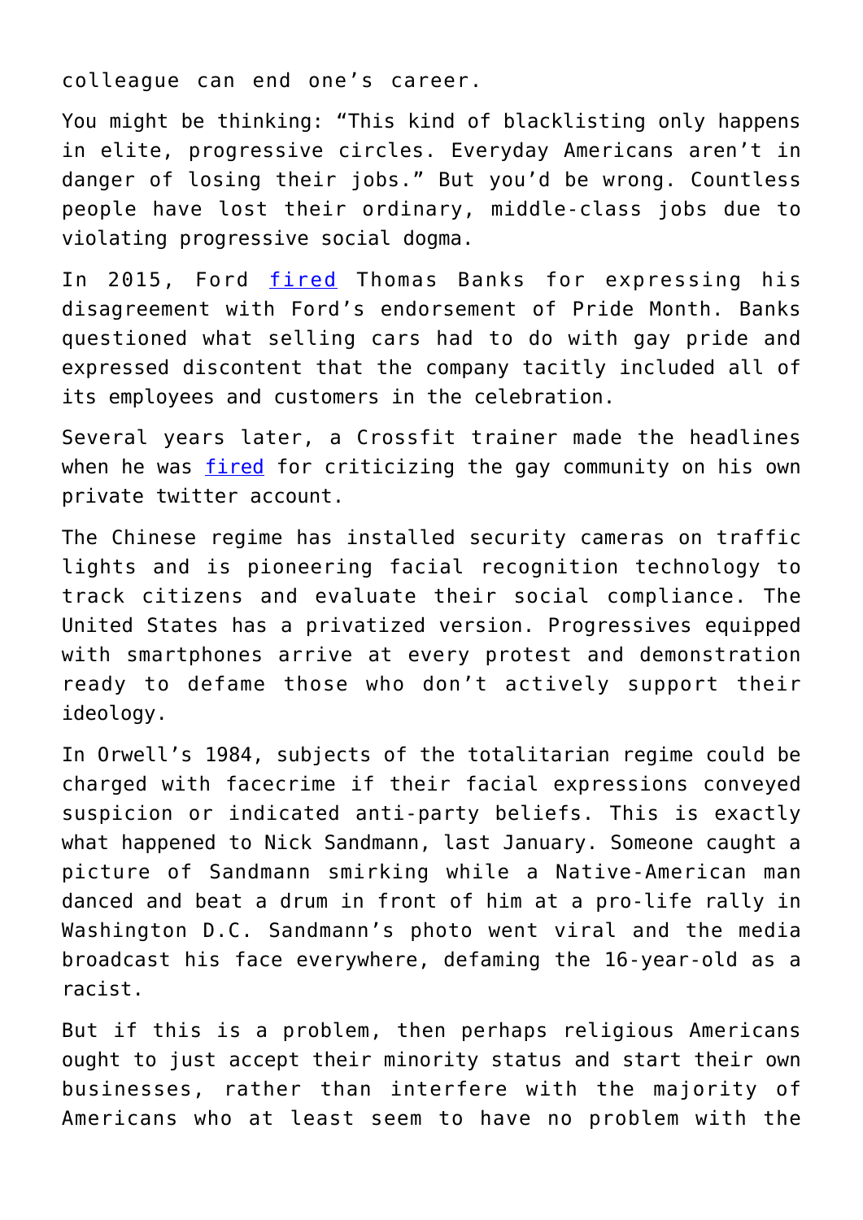colleague can end one's career.

You might be thinking: "This kind of blacklisting only happens in elite, progressive circles. Everyday Americans aren't in danger of losing their jobs." But you'd be wrong. Countless people have lost their ordinary, middle-class jobs due to violating progressive social dogma.

In 2015, Ford fired Thomas Banks for expressing his disagreement with Ford's endorsement of Pride Month. Banks questioned what selling cars had to do with gay pride and expressed discontent that the company tacitly included all of its employees and customers in the celebration.

Several years later, a Crossfit trainer made the headlines when he was fired for criticizing the gay community on his own private twitter account.

The Chinese regime has installed security cameras on traffic lights and is pioneering facial recognition technology to track citizens and evaluate their social compliance. The United States has a privatized version. Progressives equipped with smartphones arrive at every protest and demonstration ready to defame those who don't actively support their ideology.

In Orwell's 1984, subjects of the totalitarian regime could be charged with facecrime if their facial expressions conveyed suspicion or indicated anti-party beliefs. This is exactly what happened to Nick Sandmann, last January. Someone caught a picture of Sandmann smirking while a Native-American man danced and beat a drum in front of him at a pro-life rally in Washington D.C. Sandmann's photo went viral and the media broadcast his face everywhere, defaming the 16-year-old as a racist.

But if this is a problem, then perhaps religious Americans ought to just accept their minority status and start their own businesses, rather than interfere with the majority of Americans who at least seem to have no problem with the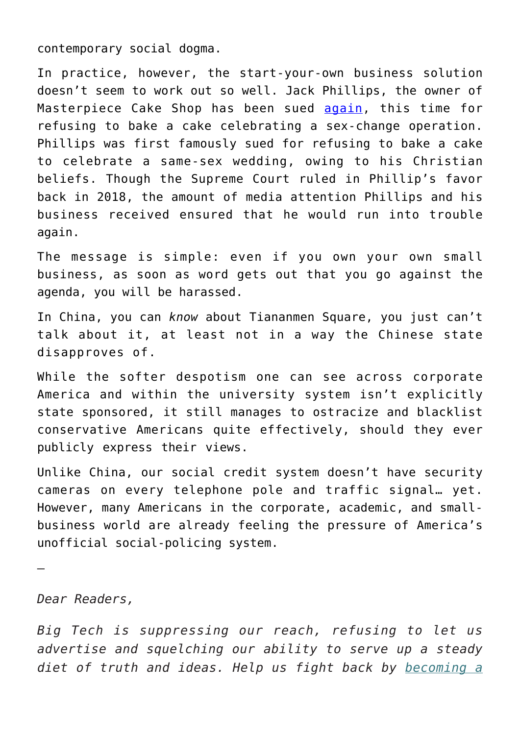contemporary social dogma.

In practice, however, the start-your-own business solution doesn't seem to work out so well. Jack Phillips, the owner of Masterpiece Cake Shop has been sued [again](), this time for refusing to bake a cake celebrating a sex-change operation. Phillips was first famously sued for refusing to bake a cake to celebrate a same-sex wedding, owing to his Christian beliefs. Though the Supreme Court ruled in Phillip's favor back in 2018, the amount of media attention Phillips and his business received ensured that he would run into trouble again.

The message is simple: even if you own your own small business, as soon as word gets out that you go against the agenda, you will be harassed.

In China, you can *know* about Tiananmen Square, you just can't talk about it, at least not in a way the Chinese state disapproves of.

While the softer despotism one can see across corporate America and within the university system isn't explicitly state sponsored, it still manages to ostracize and blacklist conservative Americans quite effectively, should they ever publicly express their views.

Unlike China, our social credit system doesn't have security cameras on every telephone pole and traffic signal… yet. However, many Americans in the corporate, academic, and small-business world are already feeling the pressure of America's unofficial social-policing system.

—

*Dear Readers,*

*Big Tech is suppressing our reach, refusing to let us advertise and squelching our ability to serve up a steady diet of truth and ideas. Help us fight back by [becoming a]()*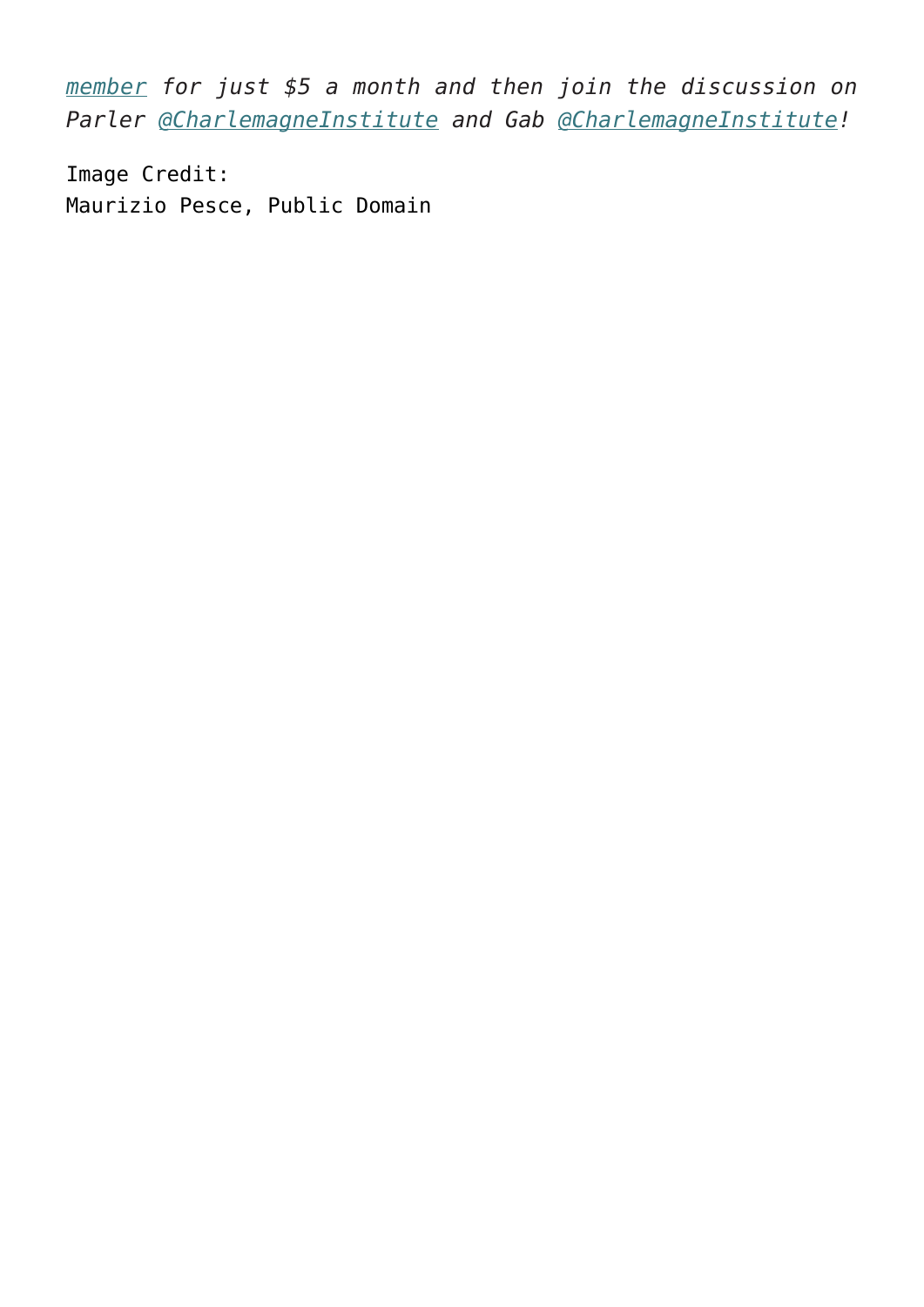*member for just $5 a month and then join the discussion on Parler @CharlemagneInstitute and Gab @CharlemagneInstitute!*

Image Credit:
Maurizio Pesce, Public Domain